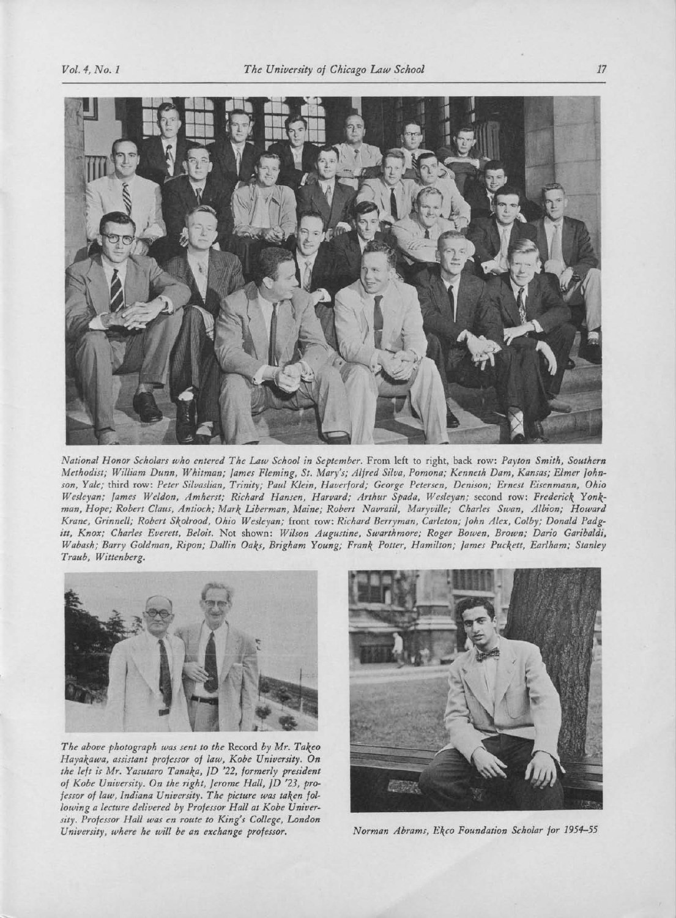*National Honor Scholars who entered The Law School in September.* From left to right, back row: *Payton Smith, Southern Methodist; William Dunn, Whitman; James Fleming, St. Mary's; Alfred Silva, Pomona; Kenneth Dam, Kansas; Elmer Johnson, Yale;* third row: *Peter Silvaslian, Trinity; Paul Klein, Haverford; George Petersen, Denison; Ernest Eisenmann, Ohio Wesleyan; James Weldon, Amherst; Richard Hansen, Harvard; Arthur Spada, Wesleyan;* second row: *Frederick Yonkman, Hope; Robert Claus, Antioch; Mark Liberman, Maine; Robert Navratil, Maryville; Charles Swan, Albion; Howard Krane, Grinnell; Robert Skolrood, Ohio Wesleyan;* front row: *Richard Berryman, Carleton; John Alex, Colby; Donald Padgitt, Knox; Charles Everett, Beloit.* Not shown: *Wilson Augustine, Swarthmore; Roger Bowen, Brown; Dario Garibaldi, Wabash; Barry Goldman, Ripon; Dallin Oaks, Brigham Young; Frank Potter, Hamilton; James Puckett, Earlham; Stanley Traub, Wittenberg.*

*The above photograph was sent to the* Record *by Mr. Takeo Hayakawa, assistant professor of law, Kobe University. On the left is Mr. Yasutaro Tanaka, JD '22, formerly president of Kobe University. On the right, Jerome Hall, JD '23, professor of law, Indiana University. The picture was taken following a lecture delivered by Professor Hall at Kobe University. Professor Hall was en route to King's College, London University, where he will be an exchange professor.*

*Norman Abrams, Ekco Foundation Scholar for 1954–55*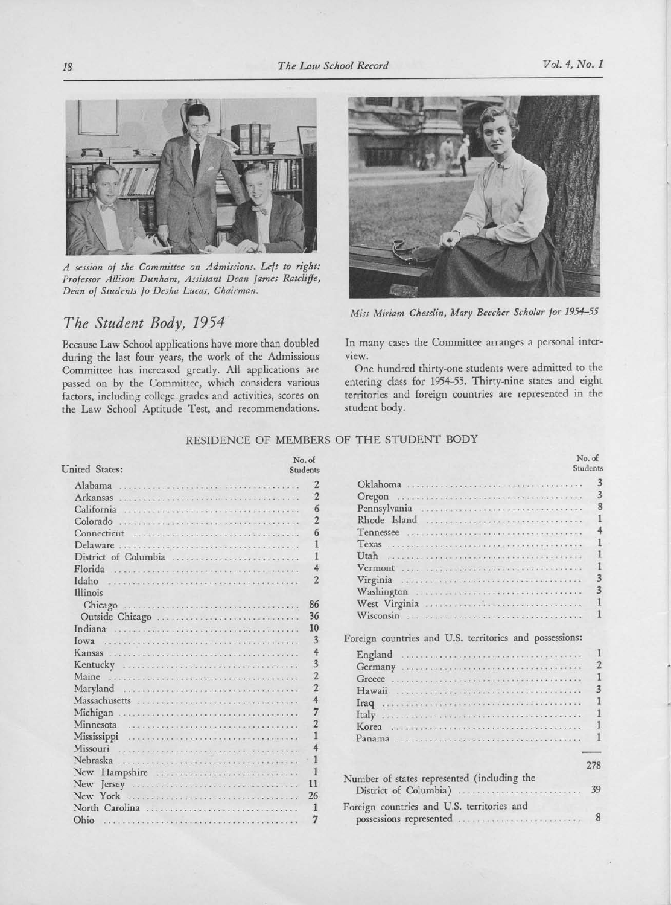A session of the Committee on Admissions. Left to right: Professor Allison Dunham, Assistant Dean James Ratcliffe, Dean of Students Jo Desha Lucas, Chairman.

Miss Miriam Chesslin, Mary Beecher Scholar for 1954–55

## The Student Body, 1954

Because Law School applications have more than doubled during the last four years, the work of the Admissions Committee has increased greatly. All applications are passed on by the Committee, which considers various factors, including college grades and activities, scores on the Law School Aptitude Test, and recommendations. In many cases the Committee arranges a personal interview.

One hundred thirty-one students were admitted to the entering class for 1954–55. Thirty-nine states and eight territories and foreign countries are represented in the student body.

### RESIDENCE OF MEMBERS OF THE STUDENT BODY

| United States: | No. of Students |
|---|---|
| Alabama | 2 |
| Arkansas | 2 |
| California | 6 |
| Colorado | 2 |
| Connecticut | 6 |
| Delaware | 1 |
| District of Columbia | 1 |
| Florida | 4 |
| Idaho | 2 |
| Illinois | |
| Chicago | 86 |
| Outside Chicago | 36 |
| Indiana | 10 |
| Iowa | 3 |
| Kansas | 4 |
| Kentucky | 3 |
| Maine | 2 |
| Maryland | 2 |
| Massachusetts | 4 |
| Michigan | 7 |
| Minnesota | 2 |
| Mississippi | 1 |
| Missouri | 4 |
| Nebraska | 1 |
| New Hampshire | 1 |
| New Jersey | 11 |
| New York | 26 |
| North Carolina | 1 |
| Ohio | 7 |
| Oklahoma | 3 |
| Oregon | 3 |
| Pennsylvania | 8 |
| Rhode Island | 1 |
| Tennessee | 4 |
| Texas | 1 |
| Utah | 1 |
| Vermont | 1 |
| Virginia | 3 |
| Washington | 3 |
| West Virginia | 1 |
| Wisconsin | 1 |
| **Foreign countries and U.S. territories and possessions:** | |
| England | 1 |
| Germany | 2 |
| Greece | 1 |
| Hawaii | 3 |
| Iraq | 1 |
| Italy | 1 |
| Korea | 1 |
| Panama | 1 |
| | 278 |
| Number of states represented (including the District of Columbia) | 39 |
| Foreign countries and U.S. territories and possessions represented | 8 |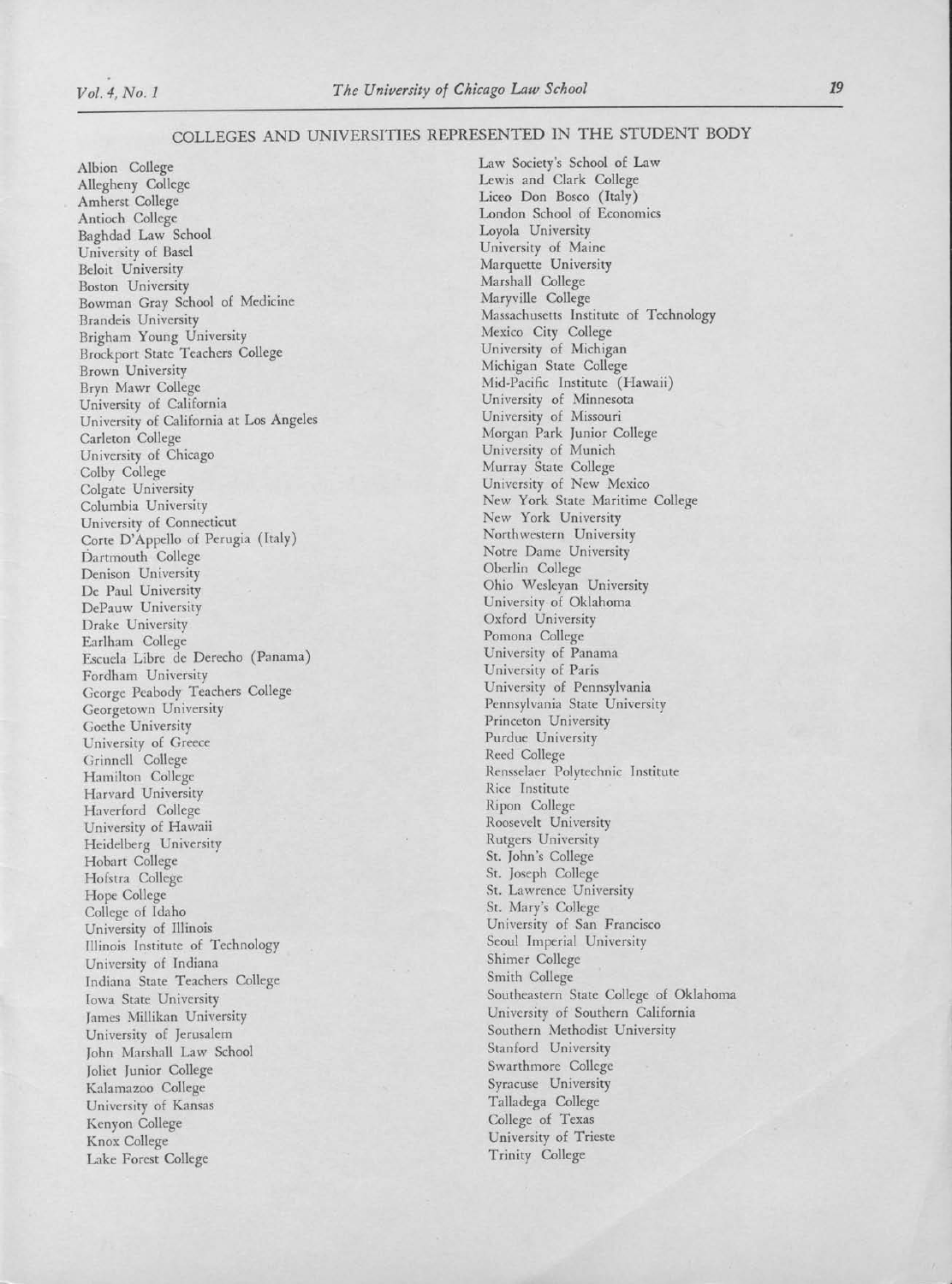## COLLEGES AND UNIVERSITIES REPRESENTED IN THE STUDENT BODY

Albion College
Allegheny College
Amherst College
Antioch College
Baghdad Law School
University of Basel
Beloit University
Boston University
Bowman Gray School of Medicine
Brandeis University
Brigham Young University
Brockport State Teachers College
Brown University
Bryn Mawr College
University of California
University of California at Los Angeles
Carleton College
University of Chicago
Colby College
Colgate University
Columbia University
University of Connecticut
Corte D'Appello of Perugia (Italy)
Dartmouth College
Denison University
De Paul University
DePauw University
Drake University
Earlham College
Escuela Libre de Derecho (Panama)
Fordham University
George Peabody Teachers College
Georgetown University
Goethe University
University of Greece
Grinnell College
Hamilton College
Harvard University
Haverford College
University of Hawaii
Heidelberg University
Hobart College
Hofstra College
Hope College
College of Idaho
University of Illinois
Illinois Institute of Technology
University of Indiana
Indiana State Teachers College
Iowa State University
James Millikan University
University of Jerusalem
John Marshall Law School
Joliet Junior College
Kalamazoo College
University of Kansas
Kenyon College
Knox College
Lake Forest College
Law Society's School of Law
Lewis and Clark College
Liceo Don Bosco (Italy)
London School of Economics
Loyola University
University of Maine
Marquette University
Marshall College
Maryville College
Massachusetts Institute of Technology
Mexico City College
University of Michigan
Michigan State College
Mid-Pacific Institute (Hawaii)
University of Minnesota
University of Missouri
Morgan Park Junior College
University of Munich
Murray State College
University of New Mexico
New York State Maritime College
New York University
Northwestern University
Notre Dame University
Oberlin College
Ohio Wesleyan University
University of Oklahoma
Oxford University
Pomona College
University of Panama
University of Paris
University of Pennsylvania
Pennsylvania State University
Princeton University
Purdue University
Reed College
Rensselaer Polytechnic Institute
Rice Institute
Ripon College
Roosevelt University
Rutgers University
St. John's College
St. Joseph College
St. Lawrence University
St. Mary's College
University of San Francisco
Seoul Imperial University
Shimer College
Smith College
Southeastern State College of Oklahoma
University of Southern California
Southern Methodist University
Stanford University
Swarthmore College
Syracuse University
Talladega College
College of Texas
University of Trieste
Trinity College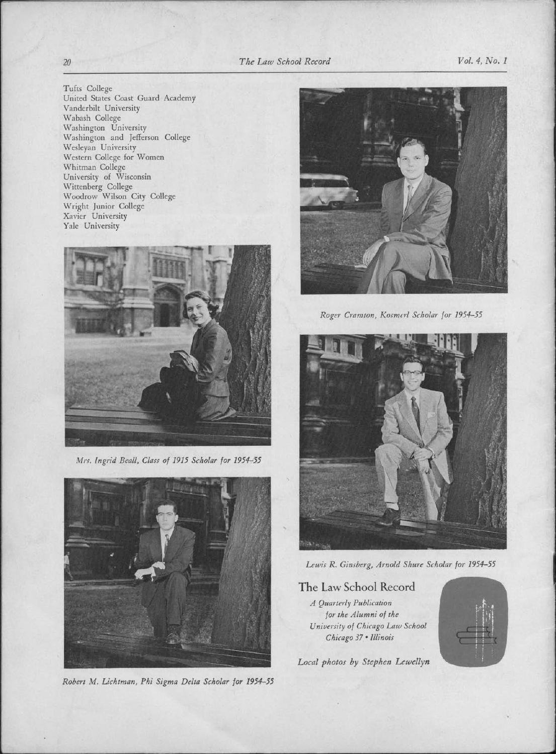Tufts College
United States Coast Guard Academy
Vanderbilt University
Wabash College
Washington University
Washington and Jefferson College
Wesleyan University
Western College for Women
Whitman College
University of Wisconsin
Wittenberg College
Woodrow Wilson City College
Wright Junior College
Xavier University
Yale University

*Mrs. Ingrid Beall, Class of 1915 Scholar for 1954–55*

*Robert M. Lichtman, Phi Sigma Delta Scholar for 1954–55*

*Roger Cramton, Kosmerl Scholar for 1954–55*

*Lewis R. Ginsberg, Arnold Shure Scholar for 1954–55*

## The Law School Record

*A Quarterly Publication for the Alumni of the University of Chicago Law School Chicago 37 • Illinois*

*Local photos by Stephen Lewellyn*